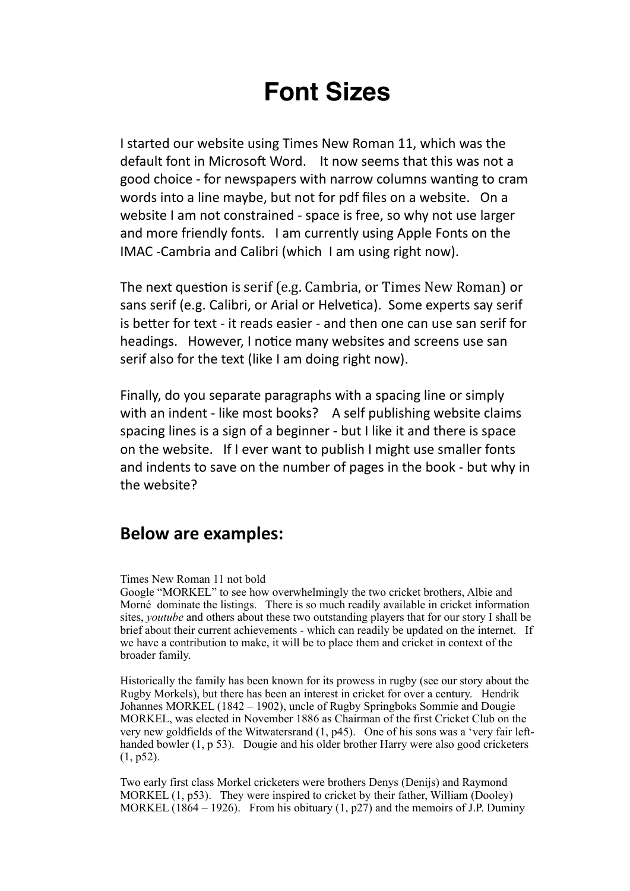# Font Sizes

I started our website using Times New Roman 11, which was the default font in Microsoft Word. It now seems that this was not a good choice - for newspapers with narrow columns wanting to cram words into a line maybe, but not for pdf files on a website. On a website I am not constrained - space is free, so why not use larger and more friendly fonts. I am currently using Apple Fonts on the IMAC -Cambria and Calibri (which I am using right now).

The next question is serif (e.g. Cambria, or Times New Roman) or sans serif (e.g. Calibri, or Arial or Helvetica). Some experts say serif is better for text - it reads easier - and then one can use san serif for headings. However, I notice many websites and screens use san serif also for the text (like I am doing right now).

Finally, do you separate paragraphs with a spacing line or simply with an indent - like most books? A self publishing website claims spacing lines is a sign of a beginner - but I like it and there is space on the website. If I ever want to publish I might use smaller fonts and indents to save on the number of pages in the book - but why in the website?

## Below are examples:

Times New Roman 11 not bold
Google "MORKEL" to see how overwhelmingly the two cricket brothers, Albie and Morné dominate the listings. There is so much readily available in cricket information sites, *youtube* and others about these two outstanding players that for our story I shall be brief about their current achievements - which can readily be updated on the internet. If we have a contribution to make, it will be to place them and cricket in context of the broader family.

Historically the family has been known for its prowess in rugby (see our story about the Rugby Morkels), but there has been an interest in cricket for over a century. Hendrik Johannes MORKEL (1842 – 1902), uncle of Rugby Springboks Sommie and Dougie MORKEL, was elected in November 1886 as Chairman of the first Cricket Club on the very new goldfields of the Witwatersrand (1, p45). One of his sons was a 'very fair left-handed bowler (1, p 53). Dougie and his older brother Harry were also good cricketers (1, p52).

Two early first class Morkel cricketers were brothers Denys (Denijs) and Raymond MORKEL (1, p53). They were inspired to cricket by their father, William (Dooley) MORKEL (1864 – 1926). From his obituary (1, p27) and the memoirs of J.P. Duminy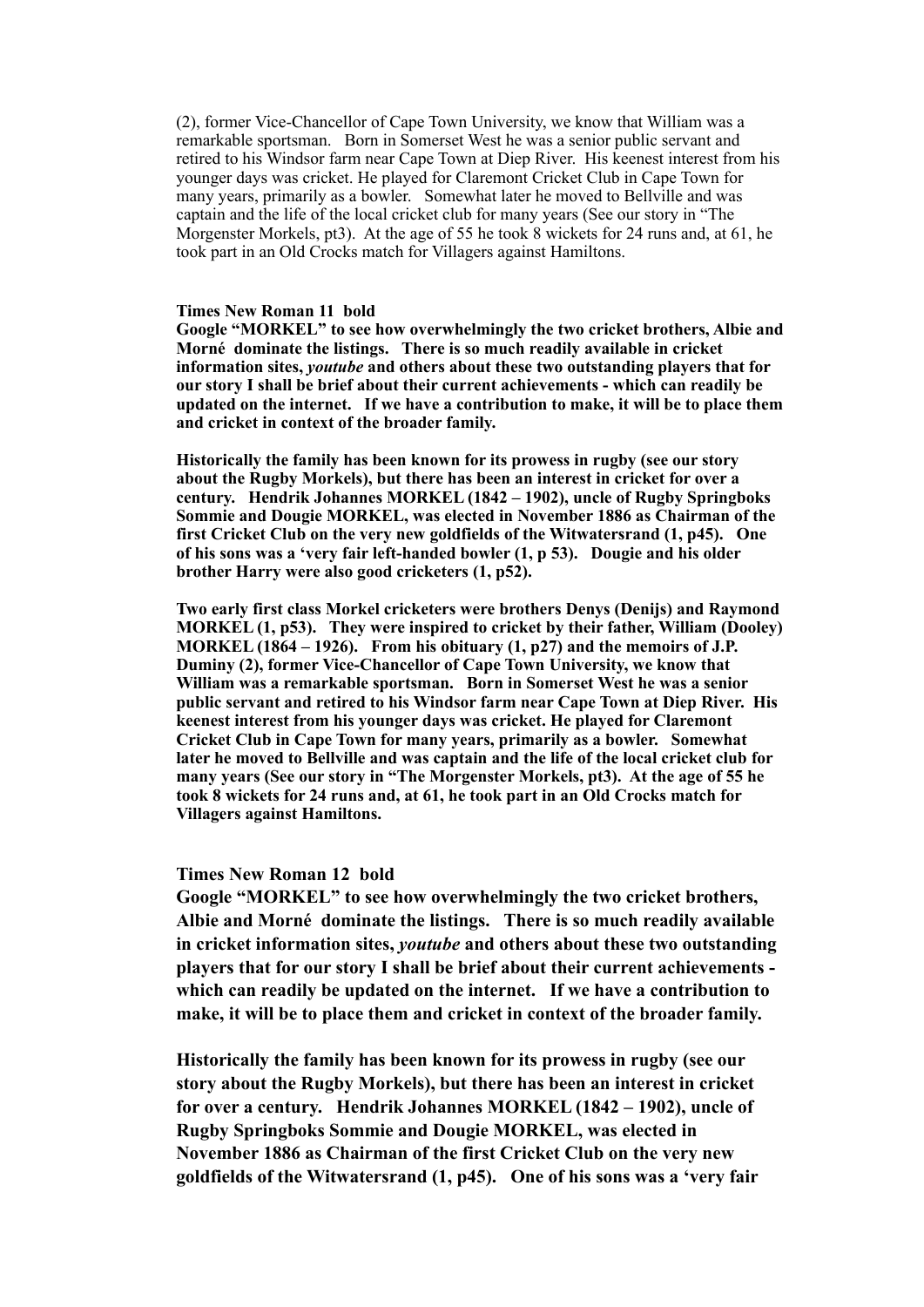(2), former Vice-Chancellor of Cape Town University, we know that William was a remarkable sportsman. Born in Somerset West he was a senior public servant and retired to his Windsor farm near Cape Town at Diep River. His keenest interest from his younger days was cricket. He played for Claremont Cricket Club in Cape Town for many years, primarily as a bowler. Somewhat later he moved to Bellville and was captain and the life of the local cricket club for many years (See our story in "The Morgenster Morkels, pt3). At the age of 55 he took 8 wickets for 24 runs and, at 61, he took part in an Old Crocks match for Villagers against Hamiltons.

**Times New Roman 11 bold**

**Google "MORKEL" to see how overwhelmingly the two cricket brothers, Albie and Morné dominate the listings. There is so much readily available in cricket information sites, *youtube* and others about these two outstanding players that for our story I shall be brief about their current achievements - which can readily be updated on the internet. If we have a contribution to make, it will be to place them and cricket in context of the broader family.**

**Historically the family has been known for its prowess in rugby (see our story about the Rugby Morkels), but there has been an interest in cricket for over a century. Hendrik Johannes MORKEL (1842 – 1902), uncle of Rugby Springboks Sommie and Dougie MORKEL, was elected in November 1886 as Chairman of the first Cricket Club on the very new goldfields of the Witwatersrand (1, p45). One of his sons was a 'very fair left-handed bowler (1, p 53). Dougie and his older brother Harry were also good cricketers (1, p52).**

**Two early first class Morkel cricketers were brothers Denys (Denijs) and Raymond MORKEL (1, p53). They were inspired to cricket by their father, William (Dooley) MORKEL (1864 – 1926). From his obituary (1, p27) and the memoirs of J.P. Duminy (2), former Vice-Chancellor of Cape Town University, we know that William was a remarkable sportsman. Born in Somerset West he was a senior public servant and retired to his Windsor farm near Cape Town at Diep River. His keenest interest from his younger days was cricket. He played for Claremont Cricket Club in Cape Town for many years, primarily as a bowler. Somewhat later he moved to Bellville and was captain and the life of the local cricket club for many years (See our story in "The Morgenster Morkels, pt3). At the age of 55 he took 8 wickets for 24 runs and, at 61, he took part in an Old Crocks match for Villagers against Hamiltons.**

**Times New Roman 12 bold**

**Google "MORKEL" to see how overwhelmingly the two cricket brothers, Albie and Morné dominate the listings. There is so much readily available in cricket information sites, *youtube* and others about these two outstanding players that for our story I shall be brief about their current achievements - which can readily be updated on the internet. If we have a contribution to make, it will be to place them and cricket in context of the broader family.**

**Historically the family has been known for its prowess in rugby (see our story about the Rugby Morkels), but there has been an interest in cricket for over a century. Hendrik Johannes MORKEL (1842 – 1902), uncle of Rugby Springboks Sommie and Dougie MORKEL, was elected in November 1886 as Chairman of the first Cricket Club on the very new goldfields of the Witwatersrand (1, p45). One of his sons was a 'very fair**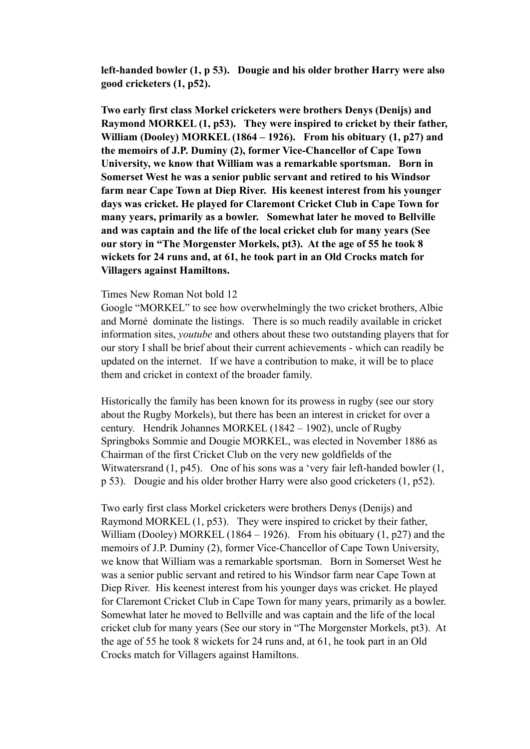**left-handed bowler (1, p 53). Dougie and his older brother Harry were also good cricketers (1, p52).**

**Two early first class Morkel cricketers were brothers Denys (Denijs) and Raymond MORKEL (1, p53). They were inspired to cricket by their father, William (Dooley) MORKEL (1864 – 1926). From his obituary (1, p27) and the memoirs of J.P. Duminy (2), former Vice-Chancellor of Cape Town University, we know that William was a remarkable sportsman. Born in Somerset West he was a senior public servant and retired to his Windsor farm near Cape Town at Diep River. His keenest interest from his younger days was cricket. He played for Claremont Cricket Club in Cape Town for many years, primarily as a bowler. Somewhat later he moved to Bellville and was captain and the life of the local cricket club for many years (See our story in "The Morgenster Morkels, pt3). At the age of 55 he took 8 wickets for 24 runs and, at 61, he took part in an Old Crocks match for Villagers against Hamiltons.**

Times New Roman Not bold 12

Google "MORKEL" to see how overwhelmingly the two cricket brothers, Albie and Morné dominate the listings. There is so much readily available in cricket information sites, *youtube* and others about these two outstanding players that for our story I shall be brief about their current achievements - which can readily be updated on the internet. If we have a contribution to make, it will be to place them and cricket in context of the broader family.

Historically the family has been known for its prowess in rugby (see our story about the Rugby Morkels), but there has been an interest in cricket for over a century. Hendrik Johannes MORKEL (1842 – 1902), uncle of Rugby Springboks Sommie and Dougie MORKEL, was elected in November 1886 as Chairman of the first Cricket Club on the very new goldfields of the Witwatersrand (1, p45). One of his sons was a 'very fair left-handed bowler (1, p 53). Dougie and his older brother Harry were also good cricketers (1, p52).

Two early first class Morkel cricketers were brothers Denys (Denijs) and Raymond MORKEL (1, p53). They were inspired to cricket by their father, William (Dooley) MORKEL (1864 – 1926). From his obituary (1, p27) and the memoirs of J.P. Duminy (2), former Vice-Chancellor of Cape Town University, we know that William was a remarkable sportsman. Born in Somerset West he was a senior public servant and retired to his Windsor farm near Cape Town at Diep River. His keenest interest from his younger days was cricket. He played for Claremont Cricket Club in Cape Town for many years, primarily as a bowler. Somewhat later he moved to Bellville and was captain and the life of the local cricket club for many years (See our story in "The Morgenster Morkels, pt3). At the age of 55 he took 8 wickets for 24 runs and, at 61, he took part in an Old Crocks match for Villagers against Hamiltons.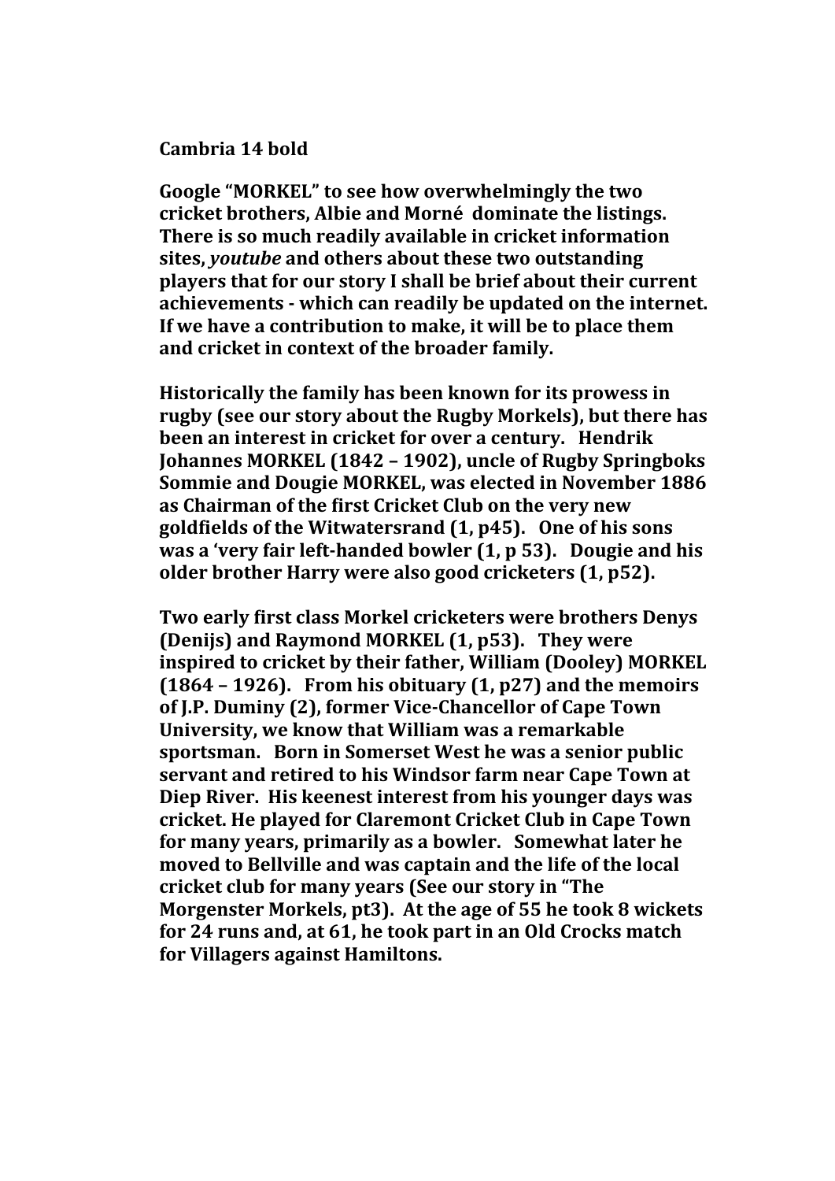**Cambria 14 bold**

**Google "MORKEL" to see how overwhelmingly the two cricket brothers, Albie and Morné dominate the listings. There is so much readily available in cricket information sites, *youtube* and others about these two outstanding players that for our story I shall be brief about their current achievements - which can readily be updated on the internet. If we have a contribution to make, it will be to place them and cricket in context of the broader family.**

**Historically the family has been known for its prowess in rugby (see our story about the Rugby Morkels), but there has been an interest in cricket for over a century. Hendrik Johannes MORKEL (1842 – 1902), uncle of Rugby Springboks Sommie and Dougie MORKEL, was elected in November 1886 as Chairman of the first Cricket Club on the very new goldfields of the Witwatersrand (1, p45). One of his sons was a 'very fair left-handed bowler (1, p 53). Dougie and his older brother Harry were also good cricketers (1, p52).**

**Two early first class Morkel cricketers were brothers Denys (Denijs) and Raymond MORKEL (1, p53). They were inspired to cricket by their father, William (Dooley) MORKEL (1864 – 1926). From his obituary (1, p27) and the memoirs of J.P. Duminy (2), former Vice-Chancellor of Cape Town University, we know that William was a remarkable sportsman. Born in Somerset West he was a senior public servant and retired to his Windsor farm near Cape Town at Diep River. His keenest interest from his younger days was cricket. He played for Claremont Cricket Club in Cape Town for many years, primarily as a bowler. Somewhat later he moved to Bellville and was captain and the life of the local cricket club for many years (See our story in "The Morgenster Morkels, pt3). At the age of 55 he took 8 wickets for 24 runs and, at 61, he took part in an Old Crocks match for Villagers against Hamiltons.**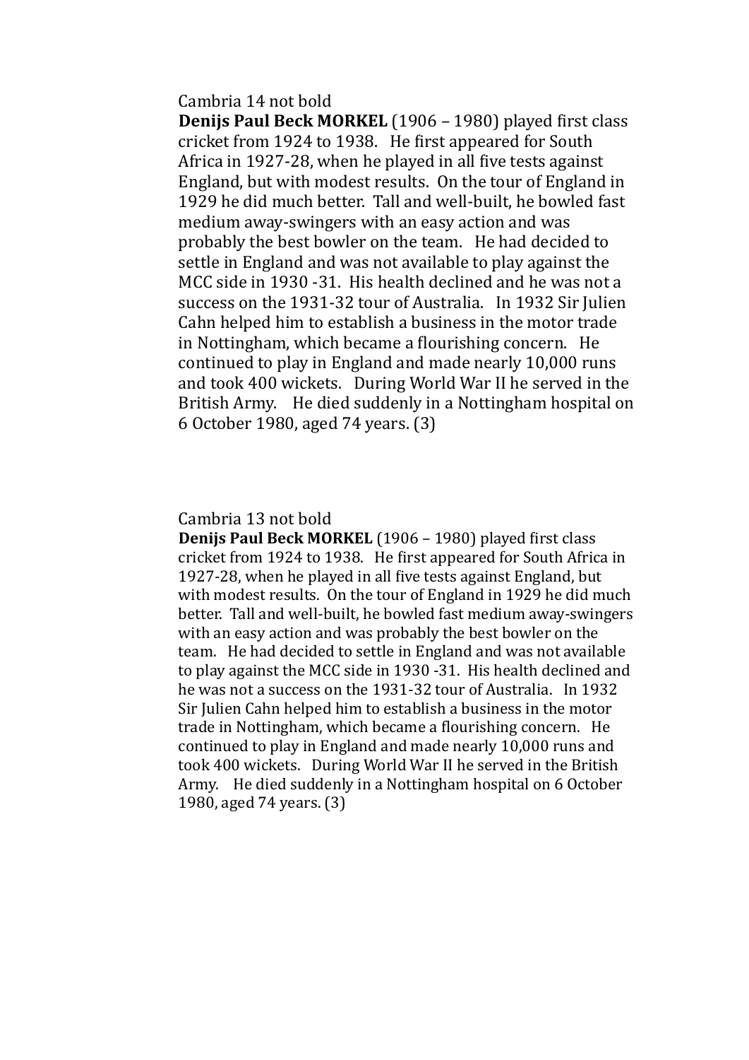Cambria 14 not bold

**Denijs Paul Beck MORKEL** (1906 – 1980) played first class cricket from 1924 to 1938. He first appeared for South Africa in 1927-28, when he played in all five tests against England, but with modest results. On the tour of England in 1929 he did much better. Tall and well-built, he bowled fast medium away-swingers with an easy action and was probably the best bowler on the team. He had decided to settle in England and was not available to play against the MCC side in 1930 -31. His health declined and he was not a success on the 1931-32 tour of Australia. In 1932 Sir Julien Cahn helped him to establish a business in the motor trade in Nottingham, which became a flourishing concern. He continued to play in England and made nearly 10,000 runs and took 400 wickets. During World War II he served in the British Army. He died suddenly in a Nottingham hospital on 6 October 1980, aged 74 years. (3)

Cambria 13 not bold

**Denijs Paul Beck MORKEL** (1906 – 1980) played first class cricket from 1924 to 1938. He first appeared for South Africa in 1927-28, when he played in all five tests against England, but with modest results. On the tour of England in 1929 he did much better. Tall and well-built, he bowled fast medium away-swingers with an easy action and was probably the best bowler on the team. He had decided to settle in England and was not available to play against the MCC side in 1930 -31. His health declined and he was not a success on the 1931-32 tour of Australia. In 1932 Sir Julien Cahn helped him to establish a business in the motor trade in Nottingham, which became a flourishing concern. He continued to play in England and made nearly 10,000 runs and took 400 wickets. During World War II he served in the British Army. He died suddenly in a Nottingham hospital on 6 October 1980, aged 74 years. (3)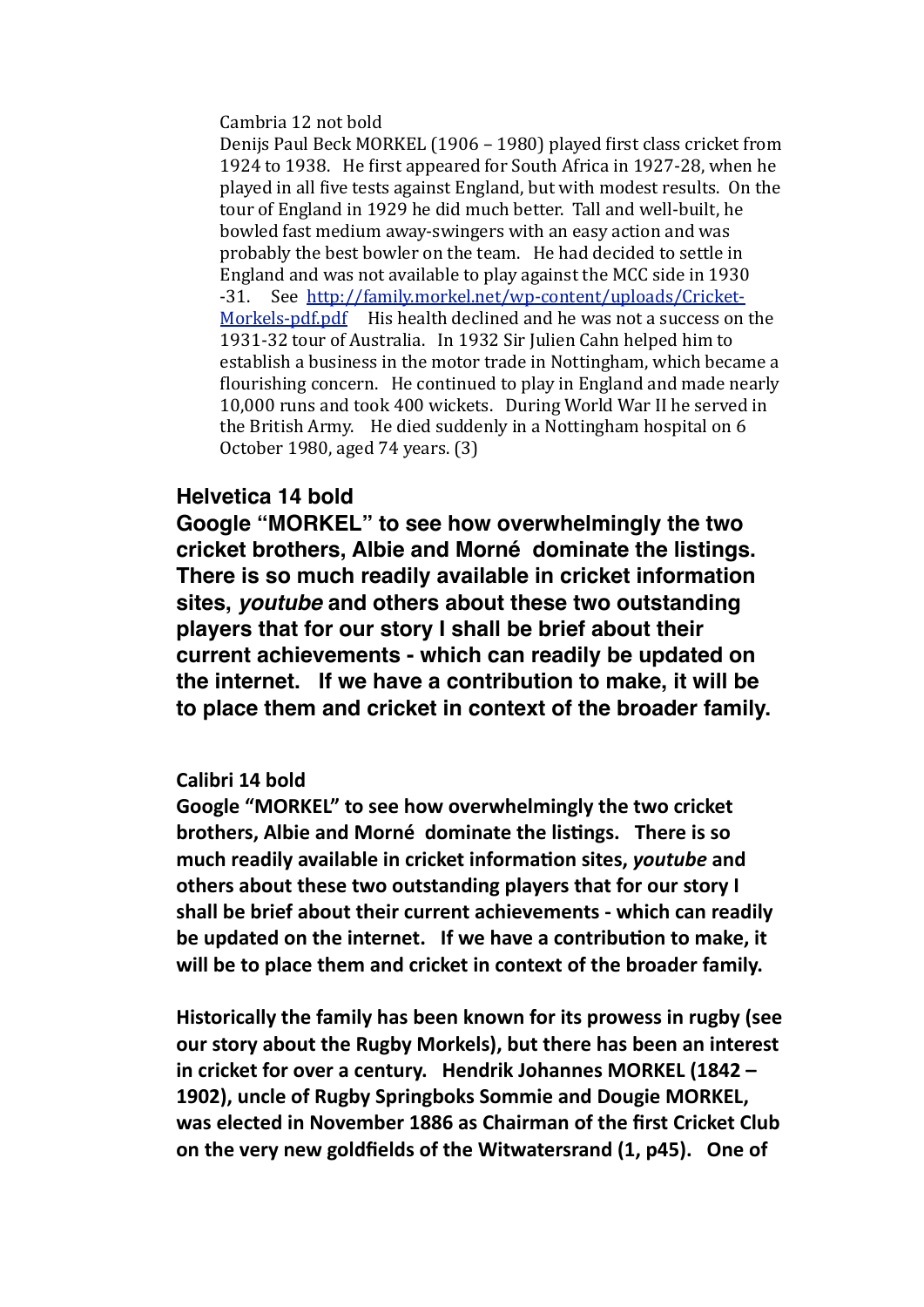Cambria 12 not bold

Denijs Paul Beck MORKEL (1906 – 1980) played first class cricket from 1924 to 1938. He first appeared for South Africa in 1927-28, when he played in all five tests against England, but with modest results. On the tour of England in 1929 he did much better. Tall and well-built, he bowled fast medium away-swingers with an easy action and was probably the best bowler on the team. He had decided to settle in England and was not available to play against the MCC side in 1930 -31. See [http://family.morkel.net/wp-content/uploads/Cricket-Morkels-pdf.pdf](http://family.morkel.net/wp-content/uploads/Cricket-Morkels-pdf.pdf) His health declined and he was not a success on the 1931-32 tour of Australia. In 1932 Sir Julien Cahn helped him to establish a business in the motor trade in Nottingham, which became a flourishing concern. He continued to play in England and made nearly 10,000 runs and took 400 wickets. During World War II he served in the British Army. He died suddenly in a Nottingham hospital on 6 October 1980, aged 74 years. (3)

**Helvetica 14 bold**

**Google "MORKEL" to see how overwhelmingly the two cricket brothers, Albie and Morné dominate the listings. There is so much readily available in cricket information sites, *youtube* and others about these two outstanding players that for our story I shall be brief about their current achievements - which can readily be updated on the internet. If we have a contribution to make, it will be to place them and cricket in context of the broader family.**

**Calibri 14 bold**

**Google "MORKEL" to see how overwhelmingly the two cricket brothers, Albie and Morné dominate the listings. There is so much readily available in cricket information sites, *youtube* and others about these two outstanding players that for our story I shall be brief about their current achievements - which can readily be updated on the internet. If we have a contribution to make, it will be to place them and cricket in context of the broader family.**

**Historically the family has been known for its prowess in rugby (see our story about the Rugby Morkels), but there has been an interest in cricket for over a century. Hendrik Johannes MORKEL (1842 – 1902), uncle of Rugby Springboks Sommie and Dougie MORKEL, was elected in November 1886 as Chairman of the first Cricket Club on the very new goldfields of the Witwatersrand (1, p45). One of**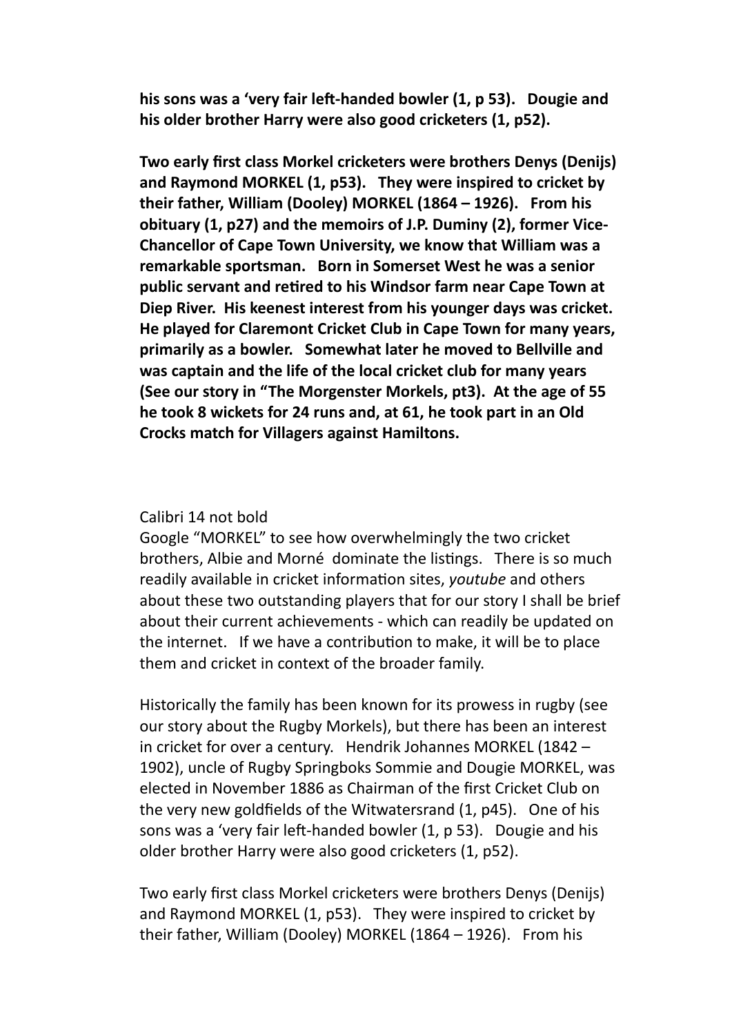**his sons was a 'very fair left-handed bowler (1, p 53). Dougie and his older brother Harry were also good cricketers (1, p52).**

**Two early first class Morkel cricketers were brothers Denys (Denijs) and Raymond MORKEL (1, p53). They were inspired to cricket by their father, William (Dooley) MORKEL (1864 – 1926). From his obituary (1, p27) and the memoirs of J.P. Duminy (2), former Vice-Chancellor of Cape Town University, we know that William was a remarkable sportsman. Born in Somerset West he was a senior public servant and retired to his Windsor farm near Cape Town at Diep River. His keenest interest from his younger days was cricket. He played for Claremont Cricket Club in Cape Town for many years, primarily as a bowler. Somewhat later he moved to Bellville and was captain and the life of the local cricket club for many years (See our story in "The Morgenster Morkels, pt3). At the age of 55 he took 8 wickets for 24 runs and, at 61, he took part in an Old Crocks match for Villagers against Hamiltons.**

Calibri 14 not bold

Google "MORKEL" to see how overwhelmingly the two cricket brothers, Albie and Morné dominate the listings. There is so much readily available in cricket information sites, *youtube* and others about these two outstanding players that for our story I shall be brief about their current achievements - which can readily be updated on the internet. If we have a contribution to make, it will be to place them and cricket in context of the broader family.

Historically the family has been known for its prowess in rugby (see our story about the Rugby Morkels), but there has been an interest in cricket for over a century. Hendrik Johannes MORKEL (1842 – 1902), uncle of Rugby Springboks Sommie and Dougie MORKEL, was elected in November 1886 as Chairman of the first Cricket Club on the very new goldfields of the Witwatersrand (1, p45). One of his sons was a 'very fair left-handed bowler (1, p 53). Dougie and his older brother Harry were also good cricketers (1, p52).

Two early first class Morkel cricketers were brothers Denys (Denijs) and Raymond MORKEL (1, p53). They were inspired to cricket by their father, William (Dooley) MORKEL (1864 – 1926). From his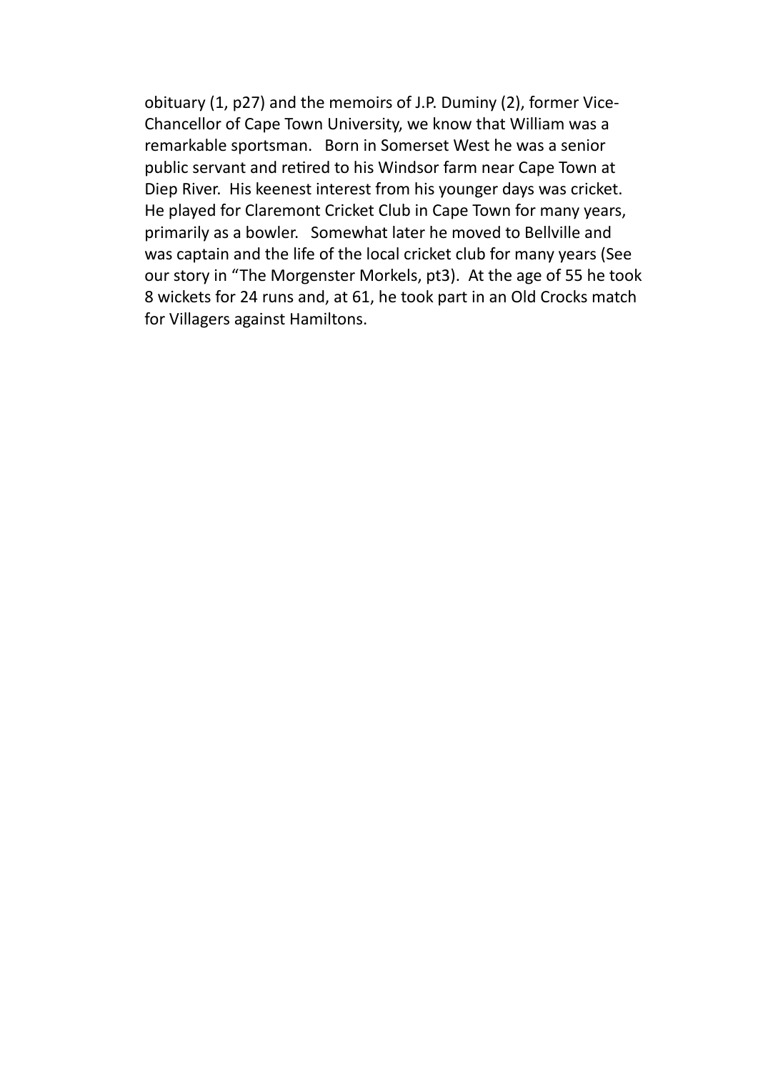obituary (1, p27) and the memoirs of J.P. Duminy (2), former Vice-Chancellor of Cape Town University, we know that William was a remarkable sportsman. Born in Somerset West he was a senior public servant and retired to his Windsor farm near Cape Town at Diep River. His keenest interest from his younger days was cricket. He played for Claremont Cricket Club in Cape Town for many years, primarily as a bowler. Somewhat later he moved to Bellville and was captain and the life of the local cricket club for many years (See our story in "The Morgenster Morkels, pt3). At the age of 55 he took 8 wickets for 24 runs and, at 61, he took part in an Old Crocks match for Villagers against Hamiltons.